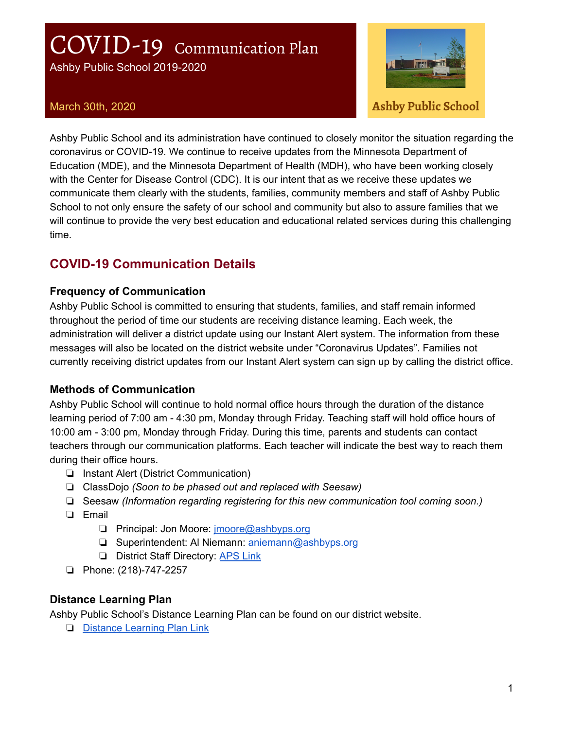# COVID-19 Communication Plan

Ashby Public School 2019-2020

March 30th, 2020

Ashby Public School

Ashby Public School and its administration have continued to closely monitor the situation regarding the coronavirus or COVID-19. We continue to receive updates from the Minnesota Department of Education (MDE), and the Minnesota Department of Health (MDH), who have been working closely with the Center for Disease Control (CDC). It is our intent that as we receive these updates we communicate them clearly with the students, families, community members and staff of Ashby Public School to not only ensure the safety of our school and community but also to assure families that we will continue to provide the very best education and educational related services during this challenging time.

## COVID-19 Communication Details

### Frequency of Communication

Ashby Public School is committed to ensuring that students, families, and staff remain informed throughout the period of time our students are receiving distance learning. Each week, the administration will deliver a district update using our Instant Alert system. The information from these messages will also be located on the district website under "Coronavirus Updates". Families not currently receiving district updates from our Instant Alert system can sign up by calling the district office.

### Methods of Communication

Ashby Public School will continue to hold normal office hours through the duration of the distance learning period of 7:00 am - 4:30 pm, Monday through Friday. Teaching staff will hold office hours of 10:00 am - 3:00 pm, Monday through Friday. During this time, parents and students can contact teachers through our communication platforms. Each teacher will indicate the best way to reach them during their office hours.

- Instant Alert (District Communication)
- ClassDojo *(Soon to be phased out and replaced with Seesaw)*
- Seesaw *(Information regarding registering for this new communication tool coming soon.)*
- Email
    - Principal: Jon Moore: jmoore@ashbyps.org
    - Superintendent: Al Niemann: aniemann@ashbyps.org
    - District Staff Directory: APS Link
- Phone: (218)-747-2257

### Distance Learning Plan

Ashby Public School's Distance Learning Plan can be found on our district website.

- Distance Learning Plan Link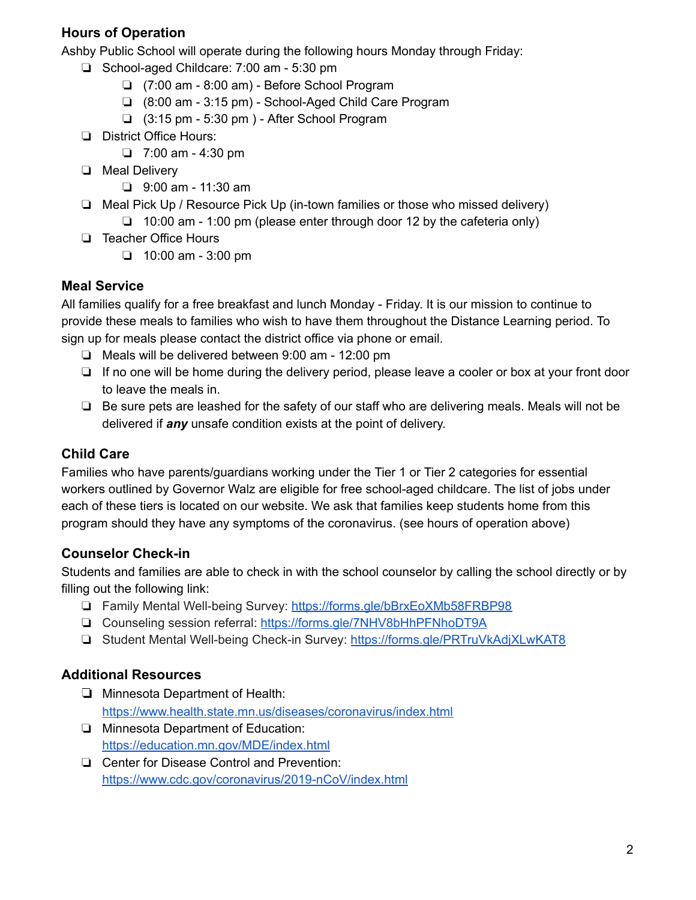### Hours of Operation

Ashby Public School will operate during the following hours Monday through Friday:

- School-aged Childcare: 7:00 am - 5:30 pm
  - (7:00 am - 8:00 am) - Before School Program
  - (8:00 am - 3:15 pm) - School-Aged Child Care Program
  - (3:15 pm - 5:30 pm ) - After School Program
- District Office Hours:
  - 7:00 am - 4:30 pm
- Meal Delivery
  - 9:00 am - 11:30 am
- Meal Pick Up / Resource Pick Up (in-town families or those who missed delivery)
  - 10:00 am - 1:00 pm (please enter through door 12 by the cafeteria only)
- Teacher Office Hours
  - 10:00 am - 3:00 pm

### Meal Service

All families qualify for a free breakfast and lunch Monday - Friday. It is our mission to continue to provide these meals to families who wish to have them throughout the Distance Learning period. To sign up for meals please contact the district office via phone or email.

- Meals will be delivered between 9:00 am - 12:00 pm
- If no one will be home during the delivery period, please leave a cooler or box at your front door to leave the meals in.
- Be sure pets are leashed for the safety of our staff who are delivering meals. Meals will not be delivered if ***any*** unsafe condition exists at the point of delivery.

### Child Care

Families who have parents/guardians working under the Tier 1 or Tier 2 categories for essential workers outlined by Governor Walz are eligible for free school-aged childcare. The list of jobs under each of these tiers is located on our website. We ask that families keep students home from this program should they have any symptoms of the coronavirus. (see hours of operation above)

### Counselor Check-in

Students and families are able to check in with the school counselor by calling the school directly or by filling out the following link:

- Family Mental Well-being Survey: https://forms.gle/bBrxEoXMb58FRBP98
- Counseling session referral: https://forms.gle/7NHV8bHhPFNhoDT9A
- Student Mental Well-being Check-in Survey: https://forms.gle/PRTruVkAdjXLwKAT8

### Additional Resources

- Minnesota Department of Health: https://www.health.state.mn.us/diseases/coronavirus/index.html
- Minnesota Department of Education: https://education.mn.gov/MDE/index.html
- Center for Disease Control and Prevention: https://www.cdc.gov/coronavirus/2019-nCoV/index.html